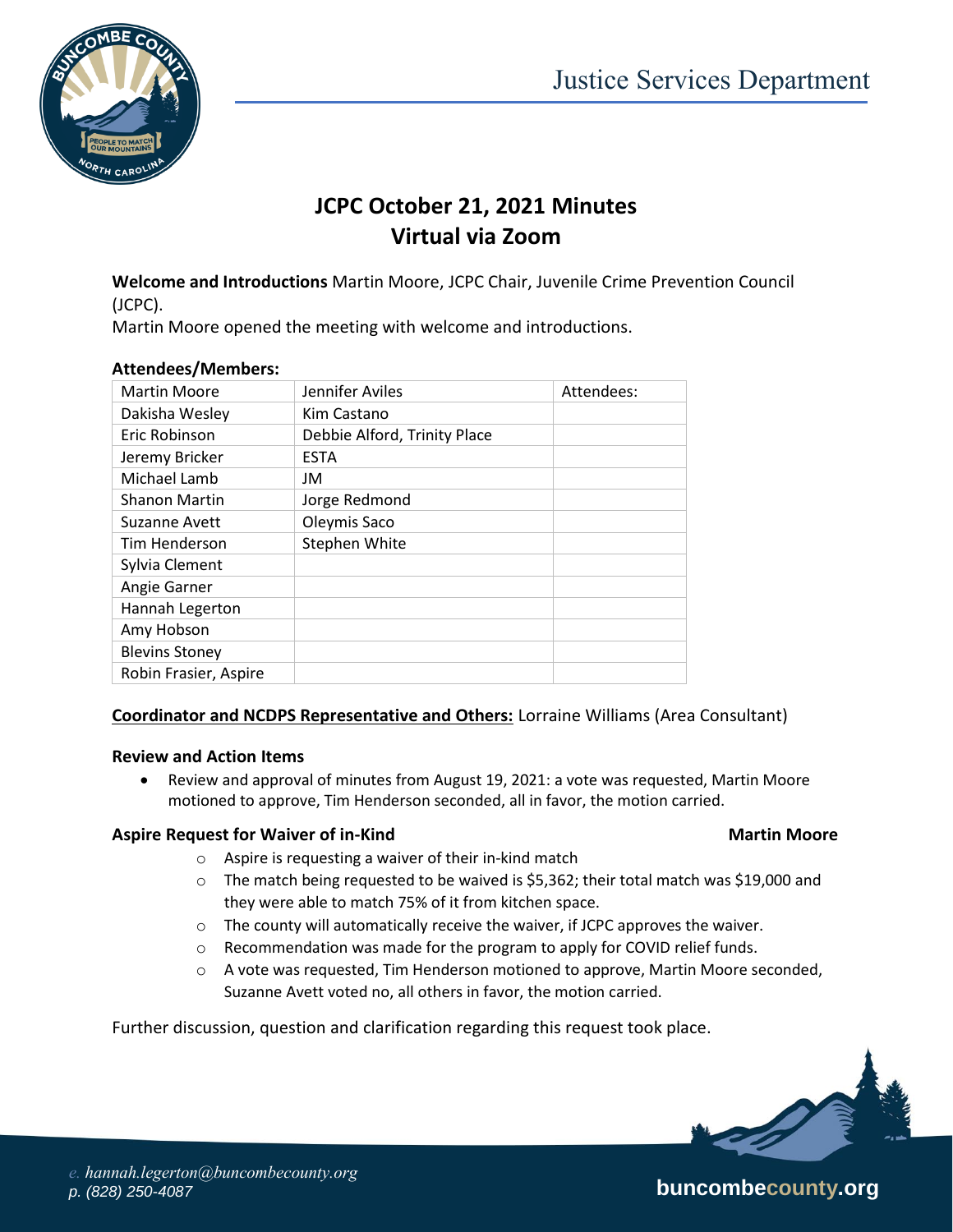Justice Services Department

# JCPC October 21, 2021 Minutes
# Virtual via Zoom

**Welcome and Introductions** Martin Moore, JCPC Chair, Juvenile Crime Prevention Council (JCPC).

Martin Moore opened the meeting with welcome and introductions.

**Attendees/Members:**

| Martin Moore | Jennifer Aviles | Attendees: |
|---|---|---|
| Dakisha Wesley | Kim Castano | |
| Eric Robinson | Debbie Alford, Trinity Place | |
| Jeremy Bricker | ESTA | |
| Michael Lamb | JM | |
| Shanon Martin | Jorge Redmond | |
| Suzanne Avett | Oleymis Saco | |
| Tim Henderson | Stephen White | |
| Sylvia Clement | | |
| Angie Garner | | |
| Hannah Legerton | | |
| Amy Hobson | | |
| Blevins Stoney | | |
| Robin Frasier, Aspire | | |

**Coordinator and NCDPS Representative and Others:** Lorraine Williams (Area Consultant)

**Review and Action Items**

- Review and approval of minutes from August 19, 2021: a vote was requested, Martin Moore motioned to approve, Tim Henderson seconded, all in favor, the motion carried.

**Aspire Request for Waiver of in-Kind** **Martin Moore**

- Aspire is requesting a waiver of their in-kind match
- The match being requested to be waived is $5,362; their total match was $19,000 and they were able to match 75% of it from kitchen space.
- The county will automatically receive the waiver, if JCPC approves the waiver.
- Recommendation was made for the program to apply for COVID relief funds.
- A vote was requested, Tim Henderson motioned to approve, Martin Moore seconded, Suzanne Avett voted no, all others in favor, the motion carried.

Further discussion, question and clarification regarding this request took place.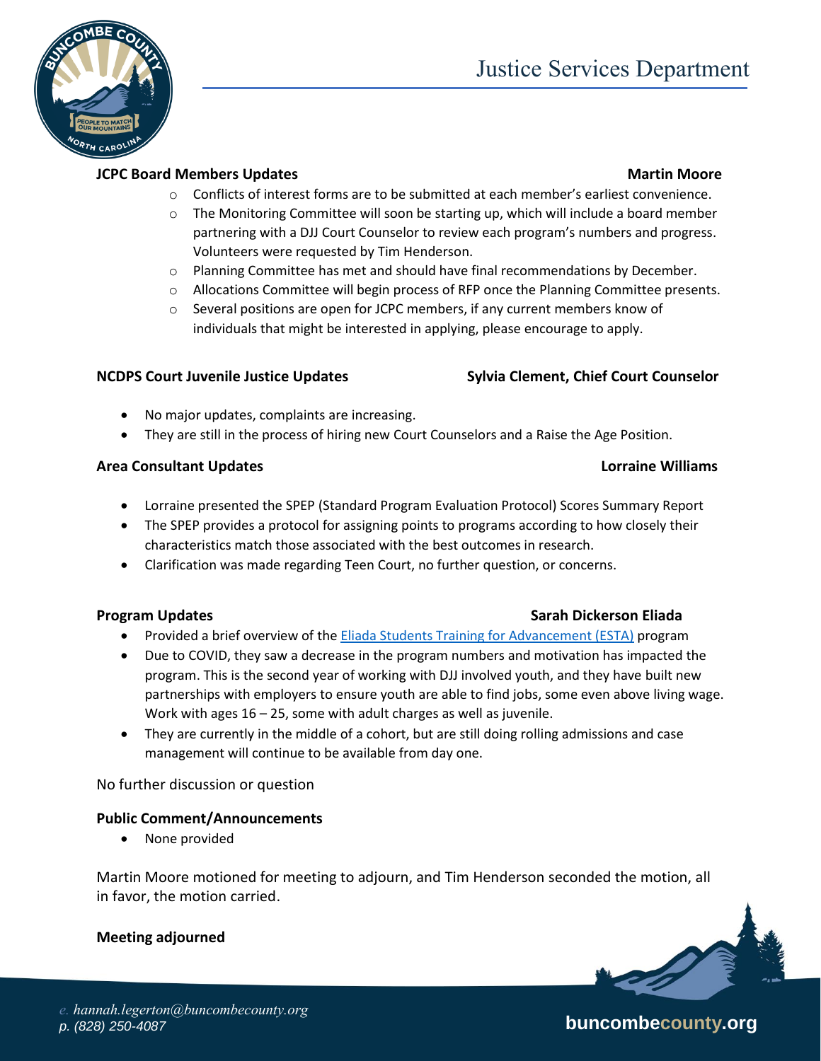### JCPC Board Members Updates — Martin Moore

- Conflicts of interest forms are to be submitted at each member's earliest convenience.
- The Monitoring Committee will soon be starting up, which will include a board member partnering with a DJJ Court Counselor to review each program's numbers and progress. Volunteers were requested by Tim Henderson.
- Planning Committee has met and should have final recommendations by December.
- Allocations Committee will begin process of RFP once the Planning Committee presents.
- Several positions are open for JCPC members, if any current members know of individuals that might be interested in applying, please encourage to apply.

### NCDPS Court Juvenile Justice Updates — Sylvia Clement, Chief Court Counselor

- No major updates, complaints are increasing.
- They are still in the process of hiring new Court Counselors and a Raise the Age Position.

### Area Consultant Updates — Lorraine Williams

- Lorraine presented the SPEP (Standard Program Evaluation Protocol) Scores Summary Report
- The SPEP provides a protocol for assigning points to programs according to how closely their characteristics match those associated with the best outcomes in research.
- Clarification was made regarding Teen Court, no further question, or concerns.

### Program Updates — Sarah Dickerson Eliada

- Provided a brief overview of the Eliada Students Training for Advancement (ESTA) program
- Due to COVID, they saw a decrease in the program numbers and motivation has impacted the program. This is the second year of working with DJJ involved youth, and they have built new partnerships with employers to ensure youth are able to find jobs, some even above living wage. Work with ages 16 – 25, some with adult charges as well as juvenile.
- They are currently in the middle of a cohort, but are still doing rolling admissions and case management will continue to be available from day one.

No further discussion or question

### Public Comment/Announcements

- None provided

Martin Moore motioned for meeting to adjourn, and Tim Henderson seconded the motion, all in favor, the motion carried.

**Meeting adjourned**